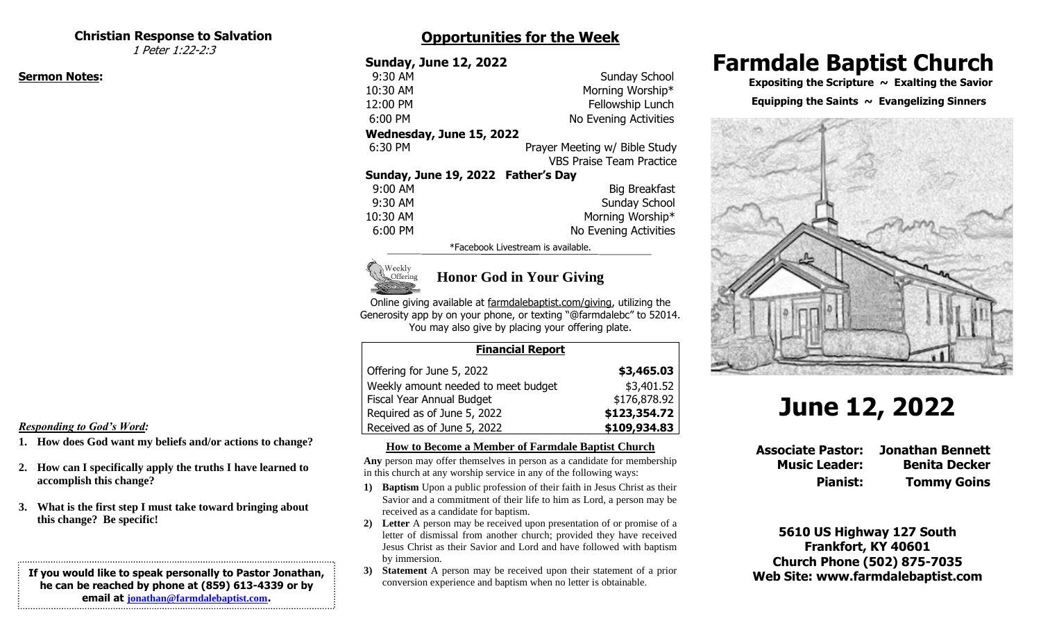## Christian Response to Salvation

*1 Peter 1:22-2:3*

**Sermon Notes:**

***Responding to God's Word:***

1. **How does God want my beliefs and/or actions to change?**
2. **How can I specifically apply the truths I have learned to accomplish this change?**
3. **What is the first step I must take toward bringing about this change? Be specific!**

**If you would like to speak personally to Pastor Jonathan, he can be reached by phone at (859) 613-4339 or by email at jonathan@farmdalebaptist.com.**

## Opportunities for the Week

### Sunday, June 12, 2022

| | |
|---|---|
| 9:30 AM | Sunday School |
| 10:30 AM | Morning Worship* |
| 12:00 PM | Fellowship Lunch |
| 6:00 PM | No Evening Activities |

### Wednesday, June 15, 2022

| | |
|---|---|
| 6:30 PM | Prayer Meeting w/ Bible Study |
| | VBS Praise Team Practice |

### Sunday, June 19, 2022 Father's Day

| | |
|---|---|
| 9:00 AM | Big Breakfast |
| 9:30 AM | Sunday School |
| 10:30 AM | Morning Worship* |
| 6:00 PM | No Evening Activities |

*Facebook Livestream is available.

### Honor God in Your Giving

Online giving available at farmdalebaptist.com/giving, utilizing the Generosity app by on your phone, or texting "@farmdalebc" to 52014. You may also give by placing your offering plate.

| Financial Report | |
|---|---|
| Offering for June 5, 2022 | **$3,465.03** |
| Weekly amount needed to meet budget | $3,401.52 |
| Fiscal Year Annual Budget | $176,878.92 |
| Required as of June 5, 2022 | **$123,354.72** |
| Received as of June 5, 2022 | **$109,934.83** |

### How to Become a Member of Farmdale Baptist Church

**Any** person may offer themselves in person as a candidate for membership in this church at any worship service in any of the following ways:

1) **Baptism** Upon a public profession of their faith in Jesus Christ as their Savior and a commitment of their life to him as Lord, a person may be received as a candidate for baptism.
2) **Letter** A person may be received upon presentation of or promise of a letter of dismissal from another church; provided they have received Jesus Christ as their Savior and Lord and have followed with baptism by immersion.
3) **Statement** A person may be received upon their statement of a prior conversion experience and baptism when no letter is obtainable.

# Farmdale Baptist Church

**Expositing the Scripture ~ Exalting the Savior**

**Equipping the Saints ~ Evangelizing Sinners**

# June 12, 2022

**Associate Pastor:** Jonathan Bennett
**Music Leader:** Benita Decker
**Pianist:** Tommy Goins

**5610 US Highway 127 South**
**Frankfort, KY 40601**
**Church Phone (502) 875-7035**
**Web Site: www.farmdalebaptist.com**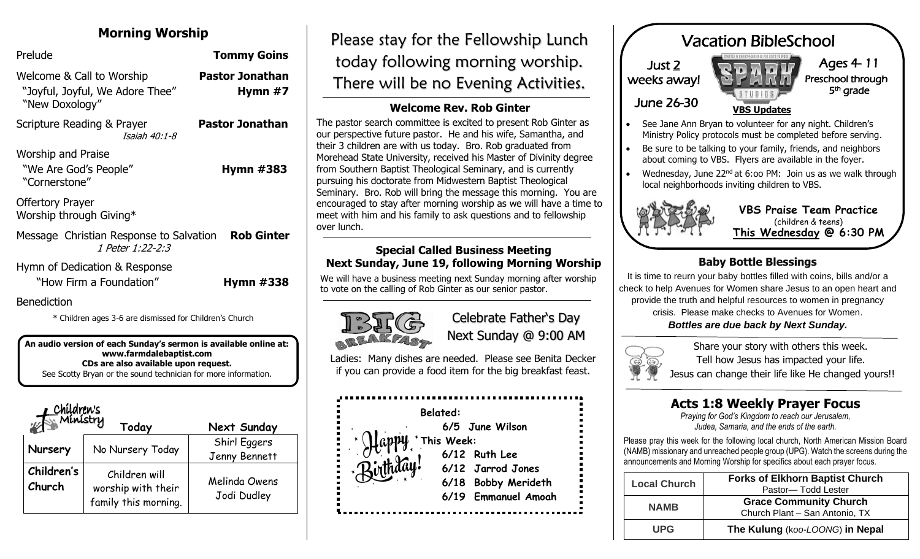## Morning Worship

| | | |
|---|---|---|
| Prelude | | **Tommy Goins** |
| Welcome & Call to Worship | | **Pastor Jonathan** |
| "Joyful, Joyful, We Adore Thee" | | **Hymn #7** |
| "New Doxology" | | |
| Scripture Reading & Prayer | *Isaiah 40:1-8* | **Pastor Jonathan** |
| Worship and Praise | | |
| "We Are God's People" | | **Hymn #383** |
| "Cornerstone" | | |
| Offertory Prayer | | |
| Worship through Giving* | | |
| Message Christian Response to Salvation | *1 Peter 1:22-2:3* | **Rob Ginter** |
| Hymn of Dedication & Response | | |
| "How Firm a Foundation" | | **Hymn #338** |
| Benediction | | |

\* Children ages 3-6 are dismissed for Children's Church

**An audio version of each Sunday's sermon is available online at: www.farmdalebaptist.com**
**CDs are also available upon request.**
See Scotty Bryan or the sound technician for more information.

### Children's Ministry

| | Today | Next Sunday |
|---|---|---|
| **Nursery** | No Nursery Today | Shirl Eggers<br>Jenny Bennett |
| **Children's Church** | Children will worship with their family this morning. | Melinda Owens<br>Jodi Dudley |

Please stay for the Fellowship Lunch today following morning worship. There will be no Evening Activities.

### Welcome Rev. Rob Ginter

The pastor search committee is excited to present Rob Ginter as our perspective future pastor. He and his wife, Samantha, and their 3 children are with us today. Bro. Rob graduated from Morehead State University, received his Master of Divinity degree from Southern Baptist Theological Seminary, and is currently pursuing his doctorate from Midwestern Baptist Theological Seminary. Bro. Rob will bring the message this morning. You are encouraged to stay after morning worship as we will have a time to meet with him and his family to ask questions and to fellowship over lunch.

### Special Called Business Meeting
### Next Sunday, June 19, following Morning Worship

We will have a business meeting next Sunday morning after worship to vote on the calling of Rob Ginter as our senior pastor.

BIG BREAKFAST

Celebrate Father's Day
Next Sunday @ 9:00 AM

Ladies: Many dishes are needed. Please see Benita Decker if you can provide a food item for the big breakfast feast.

Happy Birthday!

**Belated:**
**6/5 June Wilson**
**This Week:**
**6/12 Ruth Lee**
**6/12 Jarrod Jones**
**6/18 Bobby Merideth**
**6/19 Emmanuel Amoah**

## Vacation BibleSchool

Just 2 weeks away!
June 26-30

SPARK STUDIOS

Ages 4-11
Preschool through 5th grade

**VBS Updates**

- See Jane Ann Bryan to volunteer for any night. Children's Ministry Policy protocols must be completed before serving.
- Be sure to be talking to your family, friends, and neighbors about coming to VBS. Flyers are available in the foyer.
- Wednesday, June 22nd at 6:oo PM: Join us as we walk through local neighborhoods inviting children to VBS.

**VBS Praise Team Practice**
(children & teens)
**This Wednesday @ 6:30 PM**

### Baby Bottle Blessings

It is time to reurn your baby bottles filled with coins, bills and/or a check to help Avenues for Women share Jesus to an open heart and provide the truth and helpful resources to women in pregnancy crisis. Please make checks to Avenues for Women.
***Bottles are due back by Next Sunday.***

Share your story with others this week.
Tell how Jesus has impacted your life.
Jesus can change their life like He changed yours!!

## Acts 1:8 Weekly Prayer Focus

*Praying for God's Kingdom to reach our Jerusalem, Judea, Samaria, and the ends of the earth.*

Please pray this week for the following local church, North American Mission Board (NAMB) missionary and unreached people group (UPG). Watch the screens during the announcements and Morning Worship for specifics about each prayer focus.

| | |
|---|---|
| **Local Church** | **Forks of Elkhorn Baptist Church**<br>Pastor— Todd Lester |
| **NAMB** | **Grace Community Church**<br>Church Plant – San Antonio, TX |
| **UPG** | **The Kulung** (*koo-LOONG*) **in Nepal** |